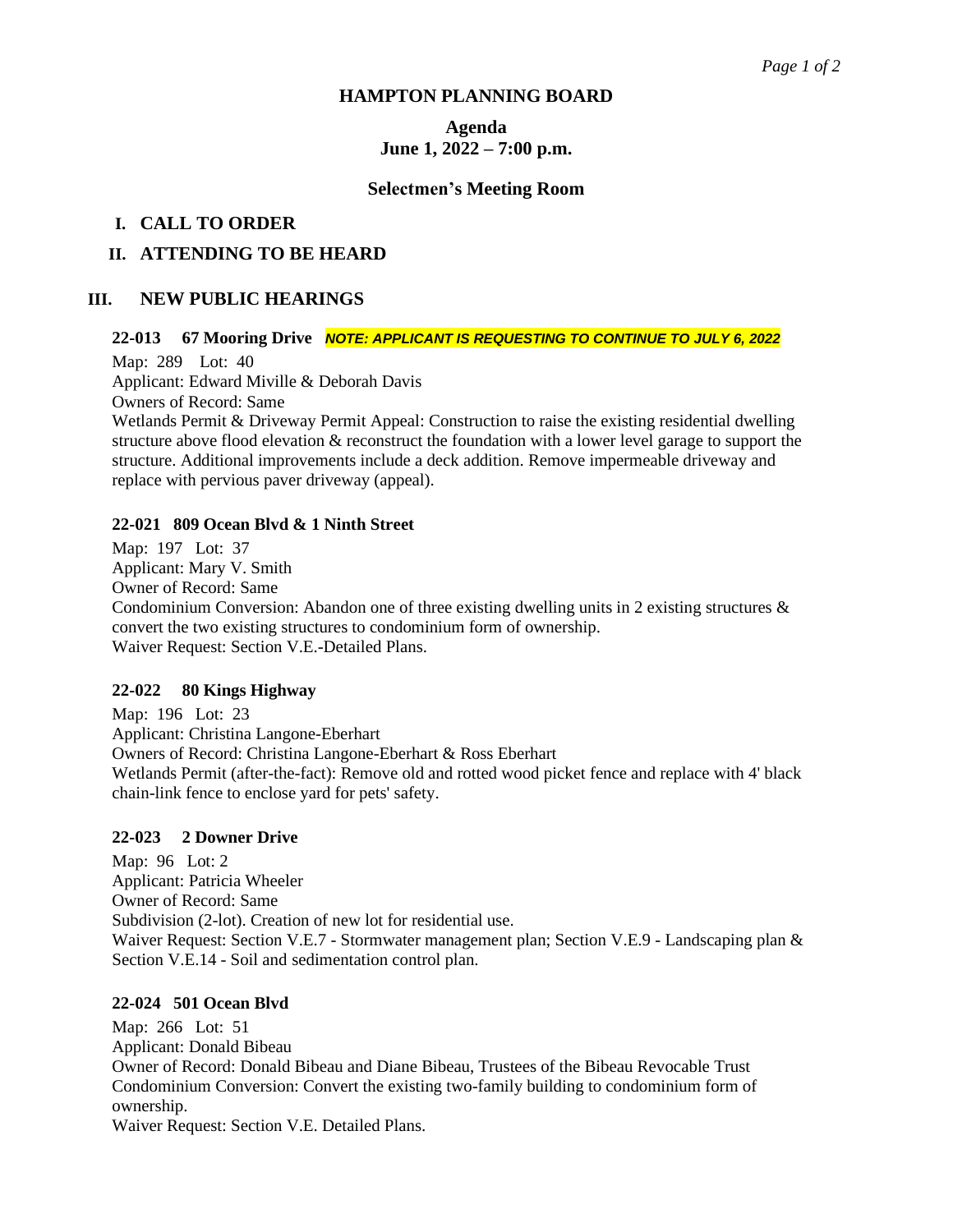# HAMPTON PLANNING BOARD

## Agenda
## June 1, 2022 – 7:00 p.m.

### Selectmen's Meeting Room

## I. CALL TO ORDER

## II. ATTENDING TO BE HEARD

## III. NEW PUBLIC HEARINGS

**22-013 67 Mooring Drive** ***NOTE: APPLICANT IS REQUESTING TO CONTINUE TO JULY 6, 2022***

Map: 289 Lot: 40
Applicant: Edward Miville & Deborah Davis
Owners of Record: Same
Wetlands Permit & Driveway Permit Appeal: Construction to raise the existing residential dwelling structure above flood elevation & reconstruct the foundation with a lower level garage to support the structure. Additional improvements include a deck addition. Remove impermeable driveway and replace with pervious paver driveway (appeal).

**22-021 809 Ocean Blvd & 1 Ninth Street**

Map: 197 Lot: 37
Applicant: Mary V. Smith
Owner of Record: Same
Condominium Conversion: Abandon one of three existing dwelling units in 2 existing structures & convert the two existing structures to condominium form of ownership.
Waiver Request: Section V.E.-Detailed Plans.

**22-022 80 Kings Highway**

Map: 196 Lot: 23
Applicant: Christina Langone-Eberhart
Owners of Record: Christina Langone-Eberhart & Ross Eberhart
Wetlands Permit (after-the-fact): Remove old and rotted wood picket fence and replace with 4' black chain-link fence to enclose yard for pets' safety.

**22-023 2 Downer Drive**

Map: 96 Lot: 2
Applicant: Patricia Wheeler
Owner of Record: Same
Subdivision (2-lot). Creation of new lot for residential use.
Waiver Request: Section V.E.7 - Stormwater management plan; Section V.E.9 - Landscaping plan & Section V.E.14 - Soil and sedimentation control plan.

**22-024 501 Ocean Blvd**

Map: 266 Lot: 51
Applicant: Donald Bibeau
Owner of Record: Donald Bibeau and Diane Bibeau, Trustees of the Bibeau Revocable Trust
Condominium Conversion: Convert the existing two-family building to condominium form of ownership.
Waiver Request: Section V.E. Detailed Plans.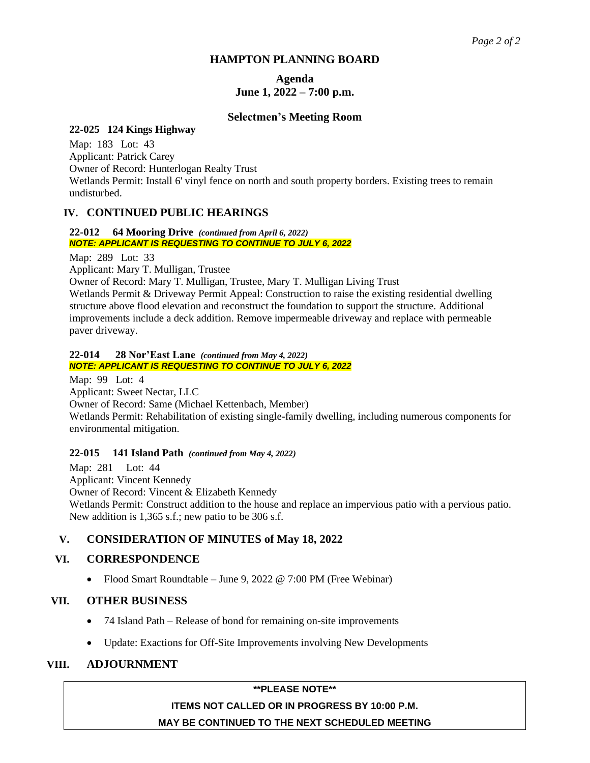# HAMPTON PLANNING BOARD

## Agenda
## June 1, 2022 – 7:00 p.m.

### Selectmen's Meeting Room

**22-025 124 Kings Highway**

Map: 183 Lot: 43
Applicant: Patrick Carey
Owner of Record: Hunterlogan Realty Trust
Wetlands Permit: Install 6' vinyl fence on north and south property borders. Existing trees to remain undisturbed.

## IV. CONTINUED PUBLIC HEARINGS

**22-012 64 Mooring Drive** ***(continued from April 6, 2022)***
***NOTE: APPLICANT IS REQUESTING TO CONTINUE TO JULY 6, 2022***

Map: 289 Lot: 33
Applicant: Mary T. Mulligan, Trustee
Owner of Record: Mary T. Mulligan, Trustee, Mary T. Mulligan Living Trust
Wetlands Permit & Driveway Permit Appeal: Construction to raise the existing residential dwelling structure above flood elevation and reconstruct the foundation to support the structure. Additional improvements include a deck addition. Remove impermeable driveway and replace with permeable paver driveway.

**22-014 28 Nor'East Lane** ***(continued from May 4, 2022)***
***NOTE: APPLICANT IS REQUESTING TO CONTINUE TO JULY 6, 2022***

Map: 99 Lot: 4
Applicant: Sweet Nectar, LLC
Owner of Record: Same (Michael Kettenbach, Member)
Wetlands Permit: Rehabilitation of existing single-family dwelling, including numerous components for environmental mitigation.

**22-015 141 Island Path** ***(continued from May 4, 2022)***

Map: 281 Lot: 44
Applicant: Vincent Kennedy
Owner of Record: Vincent & Elizabeth Kennedy
Wetlands Permit: Construct addition to the house and replace an impervious patio with a pervious patio. New addition is 1,365 s.f.; new patio to be 306 s.f.

## V. CONSIDERATION OF MINUTES of May 18, 2022

## VI. CORRESPONDENCE

- Flood Smart Roundtable – June 9, 2022 @ 7:00 PM (Free Webinar)

## VII. OTHER BUSINESS

- 74 Island Path – Release of bond for remaining on-site improvements
- Update: Exactions for Off-Site Improvements involving New Developments

## VIII. ADJOURNMENT

**\*\*PLEASE NOTE\*\***

**ITEMS NOT CALLED OR IN PROGRESS BY 10:00 P.M.**

**MAY BE CONTINUED TO THE NEXT SCHEDULED MEETING**